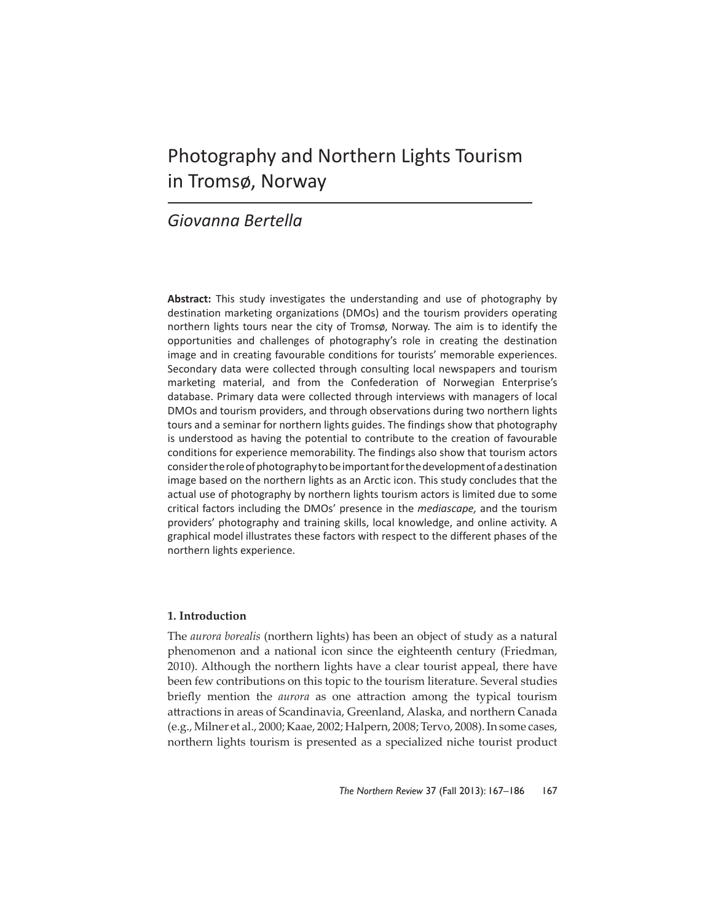# Photography and Northern Lights Tourism in Tromsø, Norway

*Giovanna Bertella*

**Abstract:** This study investigates the understanding and use of photography by destination marketing organizations (DMOs) and the tourism providers operating northern lights tours near the city of Tromsø, Norway. The aim is to identify the opportunities and challenges of photography's role in creating the destination image and in creating favourable conditions for tourists' memorable experiences. Secondary data were collected through consulting local newspapers and tourism marketing material, and from the Confederation of Norwegian Enterprise's database. Primary data were collected through interviews with managers of local DMOs and tourism providers, and through observations during two northern lights tours and a seminar for northern lights guides. The findings show that photography is understood as having the potential to contribute to the creation of favourable conditions for experience memorability. The findings also show that tourism actors consider the role of photography to be important for the development of a destination image based on the northern lights as an Arctic icon. This study concludes that the actual use of photography by northern lights tourism actors is limited due to some critical factors including the DMOs' presence in the *mediascape,* and the tourism providers' photography and training skills, local knowledge, and online activity. A graphical model illustrates these factors with respect to the different phases of the northern lights experience.

## 1. Introduction

The *aurora borealis* (northern lights) has been an object of study as a natural phenomenon and a national icon since the eighteenth century (Friedman, 2010). Although the northern lights have a clear tourist appeal, there have been few contributions on this topic to the tourism literature. Several studies briefly mention the *aurora* as one attraction among the typical tourism attractions in areas of Scandinavia, Greenland, Alaska, and northern Canada (e.g., Milner et al., 2000; Kaae, 2002; Halpern, 2008; Tervo, 2008). In some cases, northern lights tourism is presented as a specialized niche tourist product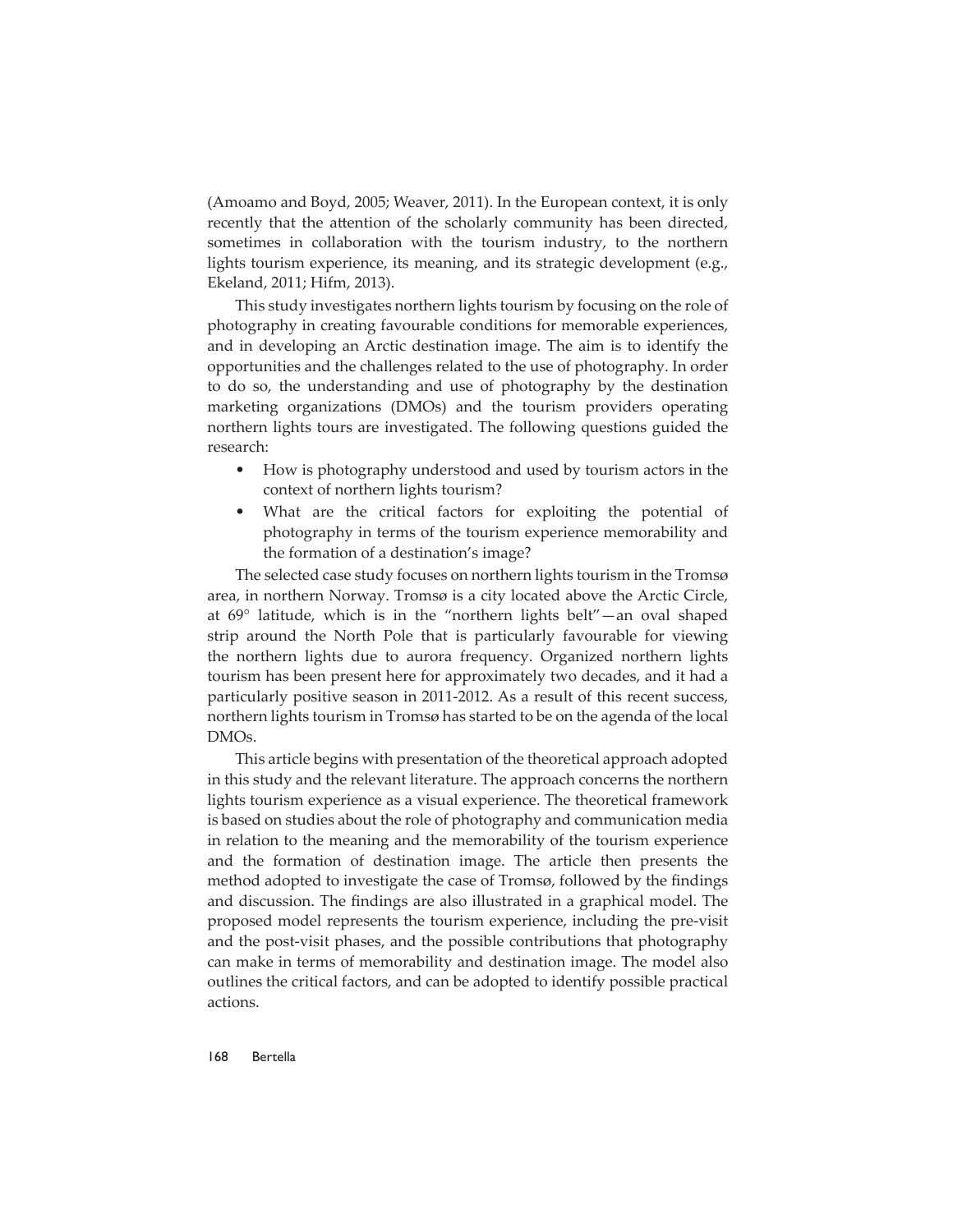(Amoamo and Boyd, 2005; Weaver, 2011). In the European context, it is only recently that the attention of the scholarly community has been directed, sometimes in collaboration with the tourism industry, to the northern lights tourism experience, its meaning, and its strategic development (e.g., Ekeland, 2011; Hifm, 2013).

This study investigates northern lights tourism by focusing on the role of photography in creating favourable conditions for memorable experiences, and in developing an Arctic destination image. The aim is to identify the opportunities and the challenges related to the use of photography. In order to do so, the understanding and use of photography by the destination marketing organizations (DMOs) and the tourism providers operating northern lights tours are investigated. The following questions guided the research:

- How is photography understood and used by tourism actors in the context of northern lights tourism?
- What are the critical factors for exploiting the potential of photography in terms of the tourism experience memorability and the formation of a destination's image?

The selected case study focuses on northern lights tourism in the Tromsø area, in northern Norway. Tromsø is a city located above the Arctic Circle, at 69° latitude, which is in the "northern lights belt"—an oval shaped strip around the North Pole that is particularly favourable for viewing the northern lights due to aurora frequency. Organized northern lights tourism has been present here for approximately two decades, and it had a particularly positive season in 2011-2012. As a result of this recent success, northern lights tourism in Tromsø has started to be on the agenda of the local DMOs.

This article begins with presentation of the theoretical approach adopted in this study and the relevant literature. The approach concerns the northern lights tourism experience as a visual experience. The theoretical framework is based on studies about the role of photography and communication media in relation to the meaning and the memorability of the tourism experience and the formation of destination image. The article then presents the method adopted to investigate the case of Tromsø, followed by the findings and discussion. The findings are also illustrated in a graphical model. The proposed model represents the tourism experience, including the pre-visit and the post-visit phases, and the possible contributions that photography can make in terms of memorability and destination image. The model also outlines the critical factors, and can be adopted to identify possible practical actions.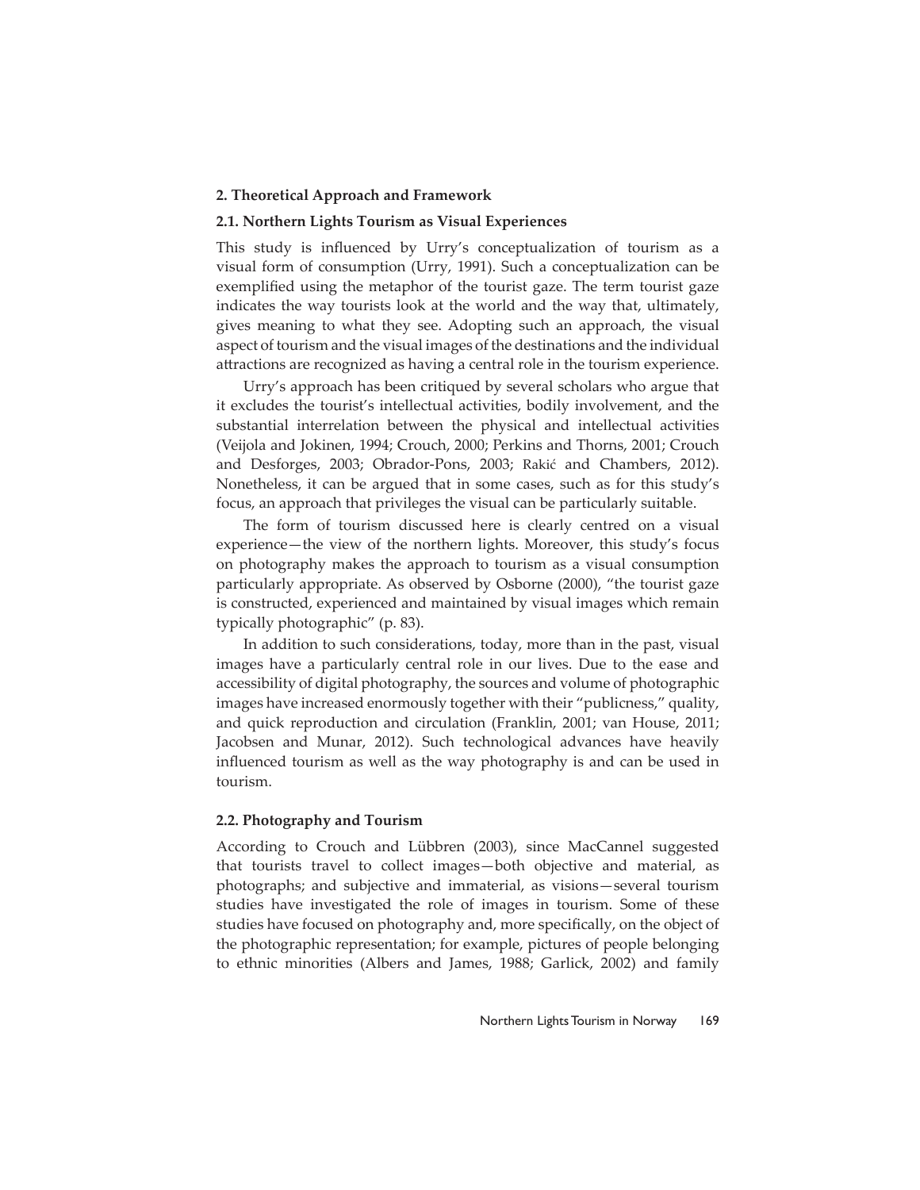## 2. Theoretical Approach and Framework

### 2.1. Northern Lights Tourism as Visual Experiences

This study is influenced by Urry's conceptualization of tourism as a visual form of consumption (Urry, 1991). Such a conceptualization can be exemplified using the metaphor of the tourist gaze. The term tourist gaze indicates the way tourists look at the world and the way that, ultimately, gives meaning to what they see. Adopting such an approach, the visual aspect of tourism and the visual images of the destinations and the individual attractions are recognized as having a central role in the tourism experience.

Urry's approach has been critiqued by several scholars who argue that it excludes the tourist's intellectual activities, bodily involvement, and the substantial interrelation between the physical and intellectual activities (Veijola and Jokinen, 1994; Crouch, 2000; Perkins and Thorns, 2001; Crouch and Desforges, 2003; Obrador-Pons, 2003; Rakić and Chambers, 2012). Nonetheless, it can be argued that in some cases, such as for this study's focus, an approach that privileges the visual can be particularly suitable.

The form of tourism discussed here is clearly centred on a visual experience—the view of the northern lights. Moreover, this study's focus on photography makes the approach to tourism as a visual consumption particularly appropriate. As observed by Osborne (2000), "the tourist gaze is constructed, experienced and maintained by visual images which remain typically photographic" (p. 83).

In addition to such considerations, today, more than in the past, visual images have a particularly central role in our lives. Due to the ease and accessibility of digital photography, the sources and volume of photographic images have increased enormously together with their "publicness," quality, and quick reproduction and circulation (Franklin, 2001; van House, 2011; Jacobsen and Munar, 2012). Such technological advances have heavily influenced tourism as well as the way photography is and can be used in tourism.

### 2.2. Photography and Tourism

According to Crouch and Lübbren (2003), since MacCannel suggested that tourists travel to collect images—both objective and material, as photographs; and subjective and immaterial, as visions—several tourism studies have investigated the role of images in tourism. Some of these studies have focused on photography and, more specifically, on the object of the photographic representation; for example, pictures of people belonging to ethnic minorities (Albers and James, 1988; Garlick, 2002) and family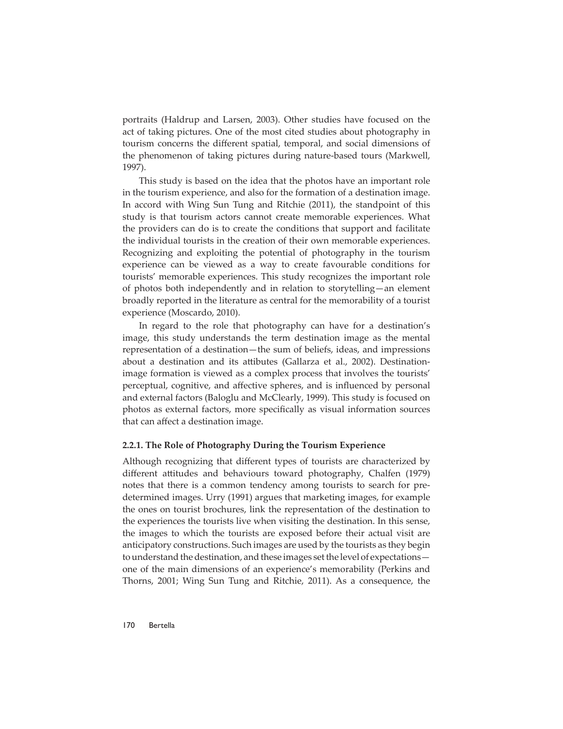portraits (Haldrup and Larsen, 2003). Other studies have focused on the act of taking pictures. One of the most cited studies about photography in tourism concerns the different spatial, temporal, and social dimensions of the phenomenon of taking pictures during nature-based tours (Markwell, 1997).

This study is based on the idea that the photos have an important role in the tourism experience, and also for the formation of a destination image. In accord with Wing Sun Tung and Ritchie (2011), the standpoint of this study is that tourism actors cannot create memorable experiences. What the providers can do is to create the conditions that support and facilitate the individual tourists in the creation of their own memorable experiences. Recognizing and exploiting the potential of photography in the tourism experience can be viewed as a way to create favourable conditions for tourists' memorable experiences. This study recognizes the important role of photos both independently and in relation to storytelling—an element broadly reported in the literature as central for the memorability of a tourist experience (Moscardo, 2010).

In regard to the role that photography can have for a destination's image, this study understands the term destination image as the mental representation of a destination—the sum of beliefs, ideas, and impressions about a destination and its attibutes (Gallarza et al., 2002). Destination-image formation is viewed as a complex process that involves the tourists' perceptual, cognitive, and affective spheres, and is influenced by personal and external factors (Baloglu and McClearly, 1999). This study is focused on photos as external factors, more specifically as visual information sources that can affect a destination image.

#### 2.2.1. The Role of Photography During the Tourism Experience

Although recognizing that different types of tourists are characterized by different attitudes and behaviours toward photography, Chalfen (1979) notes that there is a common tendency among tourists to search for pre-determined images. Urry (1991) argues that marketing images, for example the ones on tourist brochures, link the representation of the destination to the experiences the tourists live when visiting the destination. In this sense, the images to which the tourists are exposed before their actual visit are anticipatory constructions. Such images are used by the tourists as they begin to understand the destination, and these images set the level of expectations—one of the main dimensions of an experience's memorability (Perkins and Thorns, 2001; Wing Sun Tung and Ritchie, 2011). As a consequence, the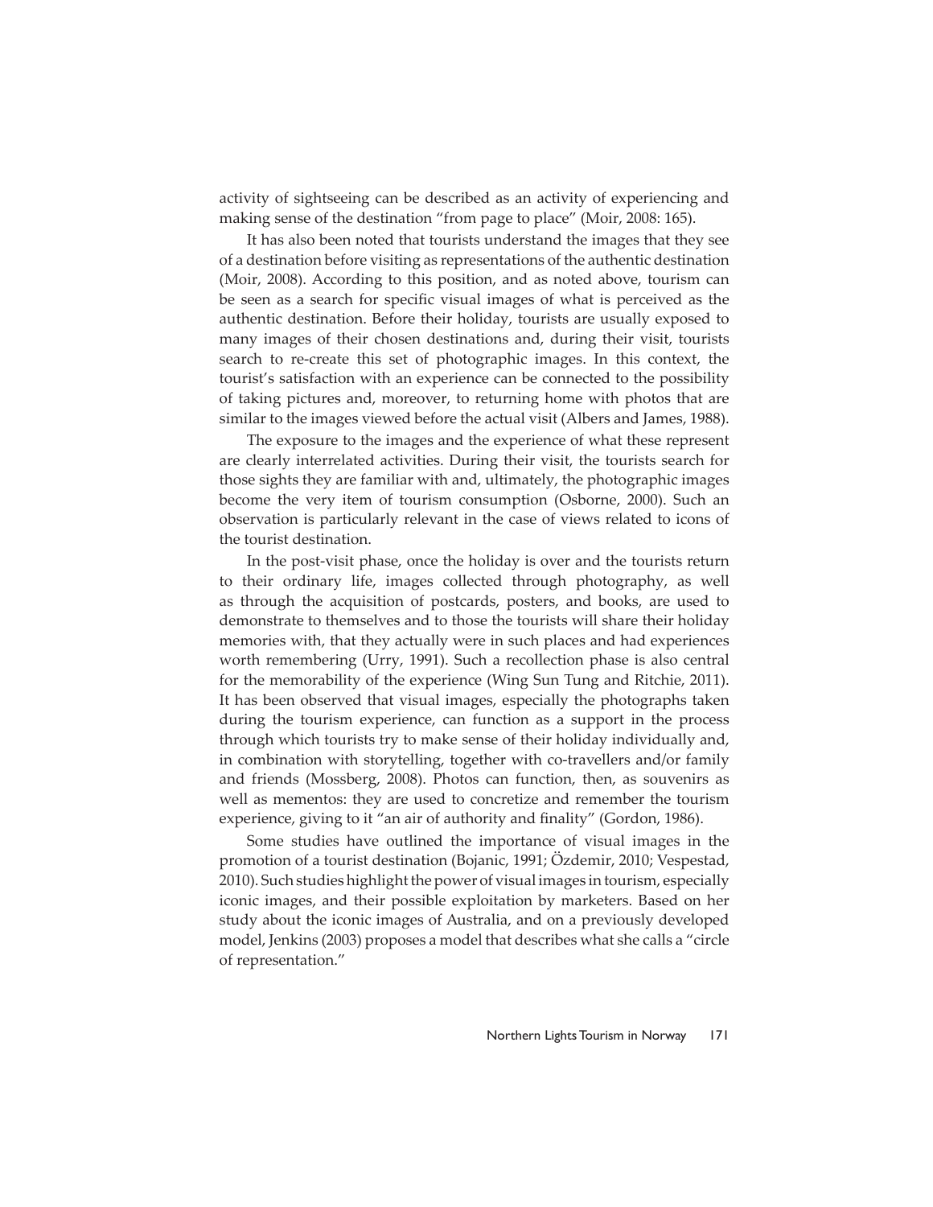activity of sightseeing can be described as an activity of experiencing and making sense of the destination "from page to place" (Moir, 2008: 165).

It has also been noted that tourists understand the images that they see of a destination before visiting as representations of the authentic destination (Moir, 2008). According to this position, and as noted above, tourism can be seen as a search for specific visual images of what is perceived as the authentic destination. Before their holiday, tourists are usually exposed to many images of their chosen destinations and, during their visit, tourists search to re-create this set of photographic images. In this context, the tourist's satisfaction with an experience can be connected to the possibility of taking pictures and, moreover, to returning home with photos that are similar to the images viewed before the actual visit (Albers and James, 1988).

The exposure to the images and the experience of what these represent are clearly interrelated activities. During their visit, the tourists search for those sights they are familiar with and, ultimately, the photographic images become the very item of tourism consumption (Osborne, 2000). Such an observation is particularly relevant in the case of views related to icons of the tourist destination.

In the post-visit phase, once the holiday is over and the tourists return to their ordinary life, images collected through photography, as well as through the acquisition of postcards, posters, and books, are used to demonstrate to themselves and to those the tourists will share their holiday memories with, that they actually were in such places and had experiences worth remembering (Urry, 1991). Such a recollection phase is also central for the memorability of the experience (Wing Sun Tung and Ritchie, 2011). It has been observed that visual images, especially the photographs taken during the tourism experience, can function as a support in the process through which tourists try to make sense of their holiday individually and, in combination with storytelling, together with co-travellers and/or family and friends (Mossberg, 2008). Photos can function, then, as souvenirs as well as mementos: they are used to concretize and remember the tourism experience, giving to it "an air of authority and finality" (Gordon, 1986).

Some studies have outlined the importance of visual images in the promotion of a tourist destination (Bojanic, 1991; Özdemir, 2010; Vespestad, 2010). Such studies highlight the power of visual images in tourism, especially iconic images, and their possible exploitation by marketers. Based on her study about the iconic images of Australia, and on a previously developed model, Jenkins (2003) proposes a model that describes what she calls a "circle of representation."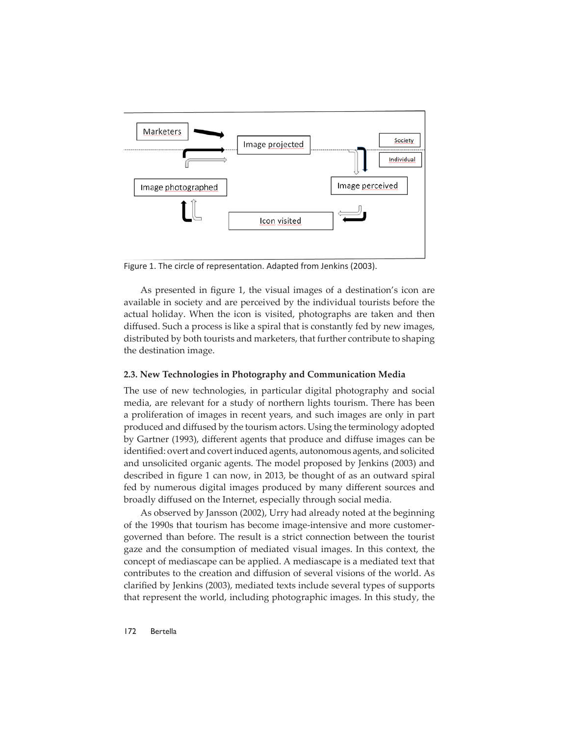Marketers

Image projected

Society

Individual

Image photographed

Image perceived

Icon visited

Figure 1. The circle of representation. Adapted from Jenkins (2003).

As presented in figure 1, the visual images of a destination's icon are available in society and are perceived by the individual tourists before the actual holiday. When the icon is visited, photographs are taken and then diffused. Such a process is like a spiral that is constantly fed by new images, distributed by both tourists and marketers, that further contribute to shaping the destination image.

### 2.3. New Technologies in Photography and Communication Media

The use of new technologies, in particular digital photography and social media, are relevant for a study of northern lights tourism. There has been a proliferation of images in recent years, and such images are only in part produced and diffused by the tourism actors. Using the terminology adopted by Gartner (1993), different agents that produce and diffuse images can be identified: overt and covert induced agents, autonomous agents, and solicited and unsolicited organic agents. The model proposed by Jenkins (2003) and described in figure 1 can now, in 2013, be thought of as an outward spiral fed by numerous digital images produced by many different sources and broadly diffused on the Internet, especially through social media.

As observed by Jansson (2002), Urry had already noted at the beginning of the 1990s that tourism has become image-intensive and more customer-governed than before. The result is a strict connection between the tourist gaze and the consumption of mediated visual images. In this context, the concept of mediascape can be applied. A mediascape is a mediated text that contributes to the creation and diffusion of several visions of the world. As clarified by Jenkins (2003), mediated texts include several types of supports that represent the world, including photographic images. In this study, the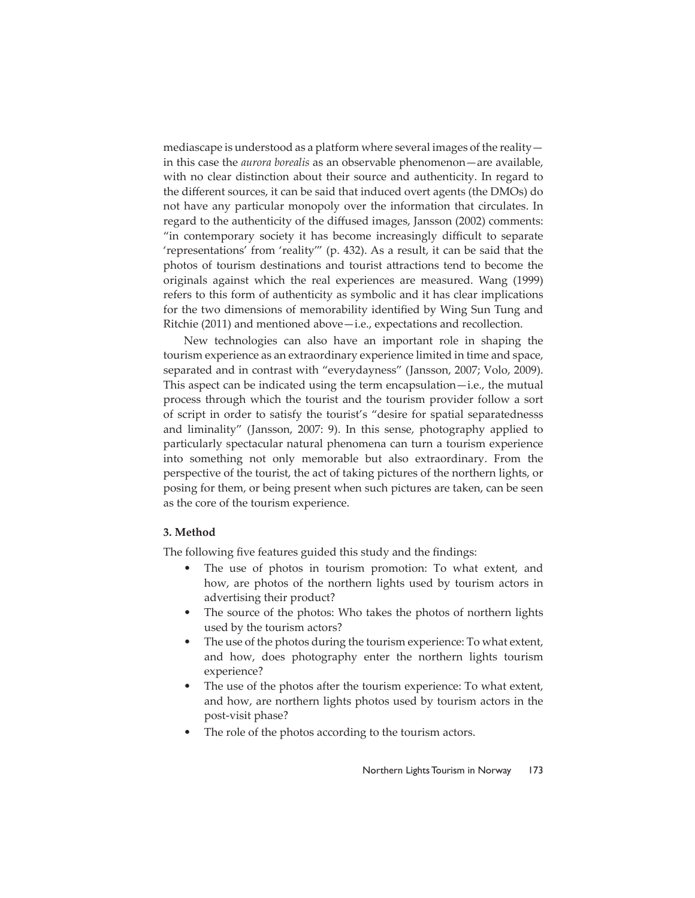mediascape is understood as a platform where several images of the reality—in this case the *aurora borealis* as an observable phenomenon—are available, with no clear distinction about their source and authenticity. In regard to the different sources, it can be said that induced overt agents (the DMOs) do not have any particular monopoly over the information that circulates. In regard to the authenticity of the diffused images, Jansson (2002) comments: "in contemporary society it has become increasingly difficult to separate 'representations' from 'reality'" (p. 432). As a result, it can be said that the photos of tourism destinations and tourist attractions tend to become the originals against which the real experiences are measured. Wang (1999) refers to this form of authenticity as symbolic and it has clear implications for the two dimensions of memorability identified by Wing Sun Tung and Ritchie (2011) and mentioned above—i.e., expectations and recollection.

New technologies can also have an important role in shaping the tourism experience as an extraordinary experience limited in time and space, separated and in contrast with "everydayness" (Jansson, 2007; Volo, 2009). This aspect can be indicated using the term encapsulation—i.e., the mutual process through which the tourist and the tourism provider follow a sort of script in order to satisfy the tourist's "desire for spatial separatednesss and liminality" (Jansson, 2007: 9). In this sense, photography applied to particularly spectacular natural phenomena can turn a tourism experience into something not only memorable but also extraordinary. From the perspective of the tourist, the act of taking pictures of the northern lights, or posing for them, or being present when such pictures are taken, can be seen as the core of the tourism experience.

### 3. Method

The following five features guided this study and the findings:

- The use of photos in tourism promotion: To what extent, and how, are photos of the northern lights used by tourism actors in advertising their product?
- The source of the photos: Who takes the photos of northern lights used by the tourism actors?
- The use of the photos during the tourism experience: To what extent, and how, does photography enter the northern lights tourism experience?
- The use of the photos after the tourism experience: To what extent, and how, are northern lights photos used by tourism actors in the post-visit phase?
- The role of the photos according to the tourism actors.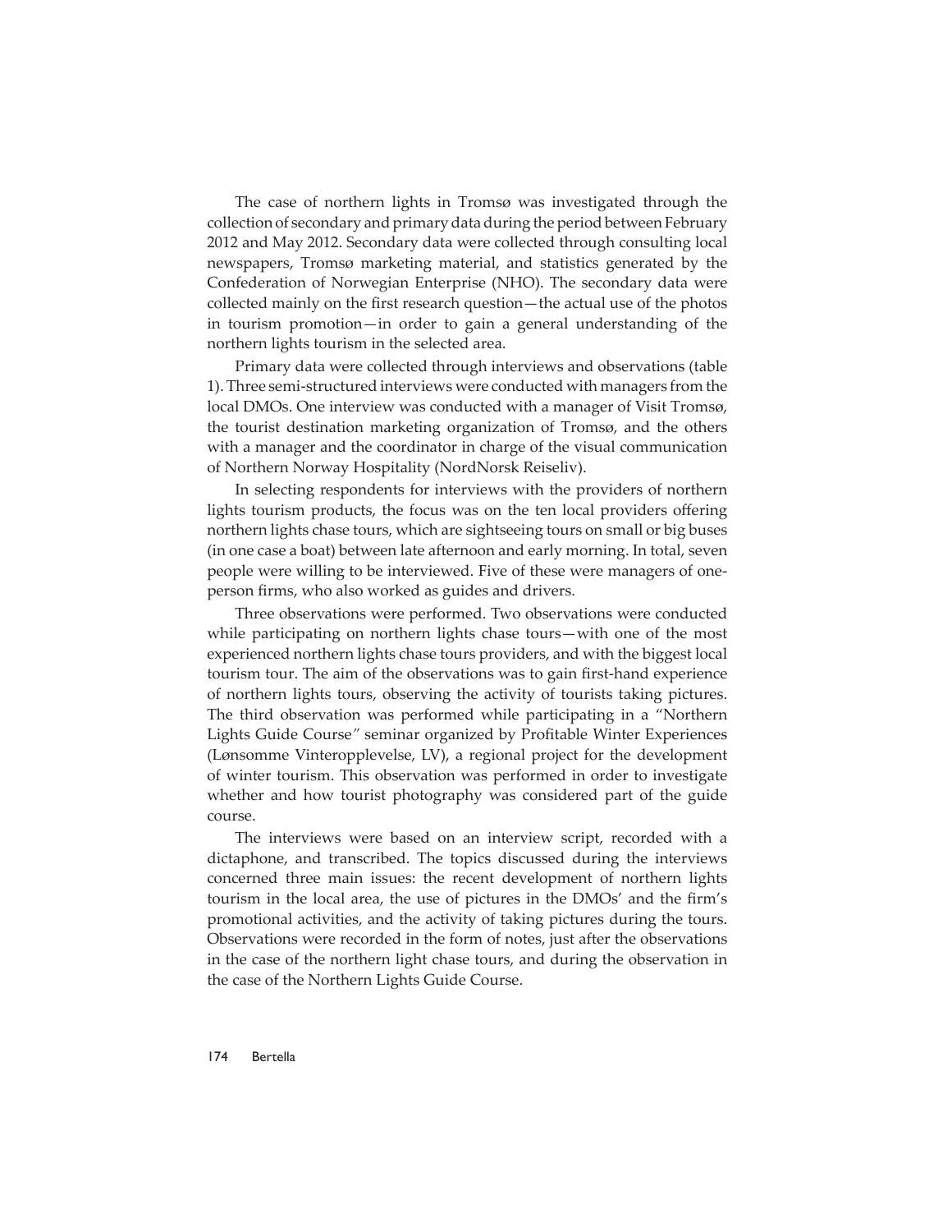The case of northern lights in Tromsø was investigated through the collection of secondary and primary data during the period between February 2012 and May 2012. Secondary data were collected through consulting local newspapers, Tromsø marketing material, and statistics generated by the Confederation of Norwegian Enterprise (NHO). The secondary data were collected mainly on the first research question—the actual use of the photos in tourism promotion—in order to gain a general understanding of the northern lights tourism in the selected area.

Primary data were collected through interviews and observations (table 1). Three semi-structured interviews were conducted with managers from the local DMOs. One interview was conducted with a manager of Visit Tromsø, the tourist destination marketing organization of Tromsø, and the others with a manager and the coordinator in charge of the visual communication of Northern Norway Hospitality (NordNorsk Reiseliv).

In selecting respondents for interviews with the providers of northern lights tourism products, the focus was on the ten local providers offering northern lights chase tours, which are sightseeing tours on small or big buses (in one case a boat) between late afternoon and early morning. In total, seven people were willing to be interviewed. Five of these were managers of one-person firms, who also worked as guides and drivers.

Three observations were performed. Two observations were conducted while participating on northern lights chase tours—with one of the most experienced northern lights chase tours providers, and with the biggest local tourism tour. The aim of the observations was to gain first-hand experience of northern lights tours, observing the activity of tourists taking pictures. The third observation was performed while participating in a "Northern Lights Guide Course" seminar organized by Profitable Winter Experiences (Lønsomme Vinteropplevelse, LV), a regional project for the development of winter tourism. This observation was performed in order to investigate whether and how tourist photography was considered part of the guide course.

The interviews were based on an interview script, recorded with a dictaphone, and transcribed. The topics discussed during the interviews concerned three main issues: the recent development of northern lights tourism in the local area, the use of pictures in the DMOs' and the firm's promotional activities, and the activity of taking pictures during the tours. Observations were recorded in the form of notes, just after the observations in the case of the northern light chase tours, and during the observation in the case of the Northern Lights Guide Course.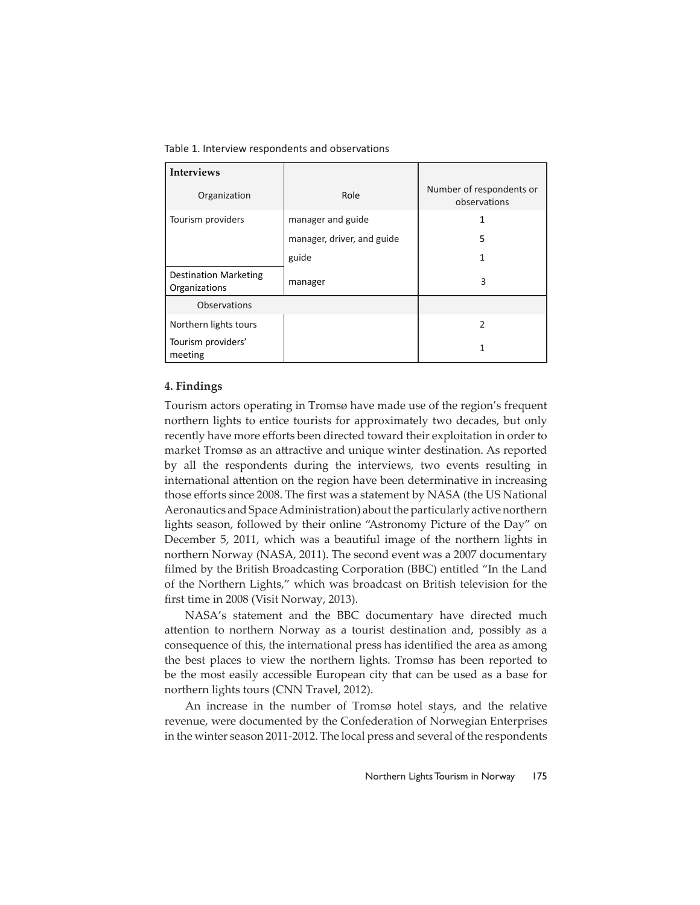Table 1. Interview respondents and observations

| **Interviews** | | |
|---|---|---|
| Organization | Role | Number of respondents or observations |
| Tourism providers | manager and guide | 1 |
| | manager, driver, and guide | 5 |
| | guide | 1 |
| Destination Marketing Organizations | manager | 3 |
| Observations | | |
| Northern lights tours | | 2 |
| Tourism providers' meeting | | 1 |

## 4. Findings

Tourism actors operating in Tromsø have made use of the region's frequent northern lights to entice tourists for approximately two decades, but only recently have more efforts been directed toward their exploitation in order to market Tromsø as an attractive and unique winter destination. As reported by all the respondents during the interviews, two events resulting in international attention on the region have been determinative in increasing those efforts since 2008. The first was a statement by NASA (the US National Aeronautics and Space Administration) about the particularly active northern lights season, followed by their online "Astronomy Picture of the Day" on December 5, 2011, which was a beautiful image of the northern lights in northern Norway (NASA, 2011). The second event was a 2007 documentary filmed by the British Broadcasting Corporation (BBC) entitled "In the Land of the Northern Lights," which was broadcast on British television for the first time in 2008 (Visit Norway, 2013).

NASA's statement and the BBC documentary have directed much attention to northern Norway as a tourist destination and, possibly as a consequence of this, the international press has identified the area as among the best places to view the northern lights. Tromsø has been reported to be the most easily accessible European city that can be used as a base for northern lights tours (CNN Travel, 2012).

An increase in the number of Tromsø hotel stays, and the relative revenue, were documented by the Confederation of Norwegian Enterprises in the winter season 2011-2012. The local press and several of the respondents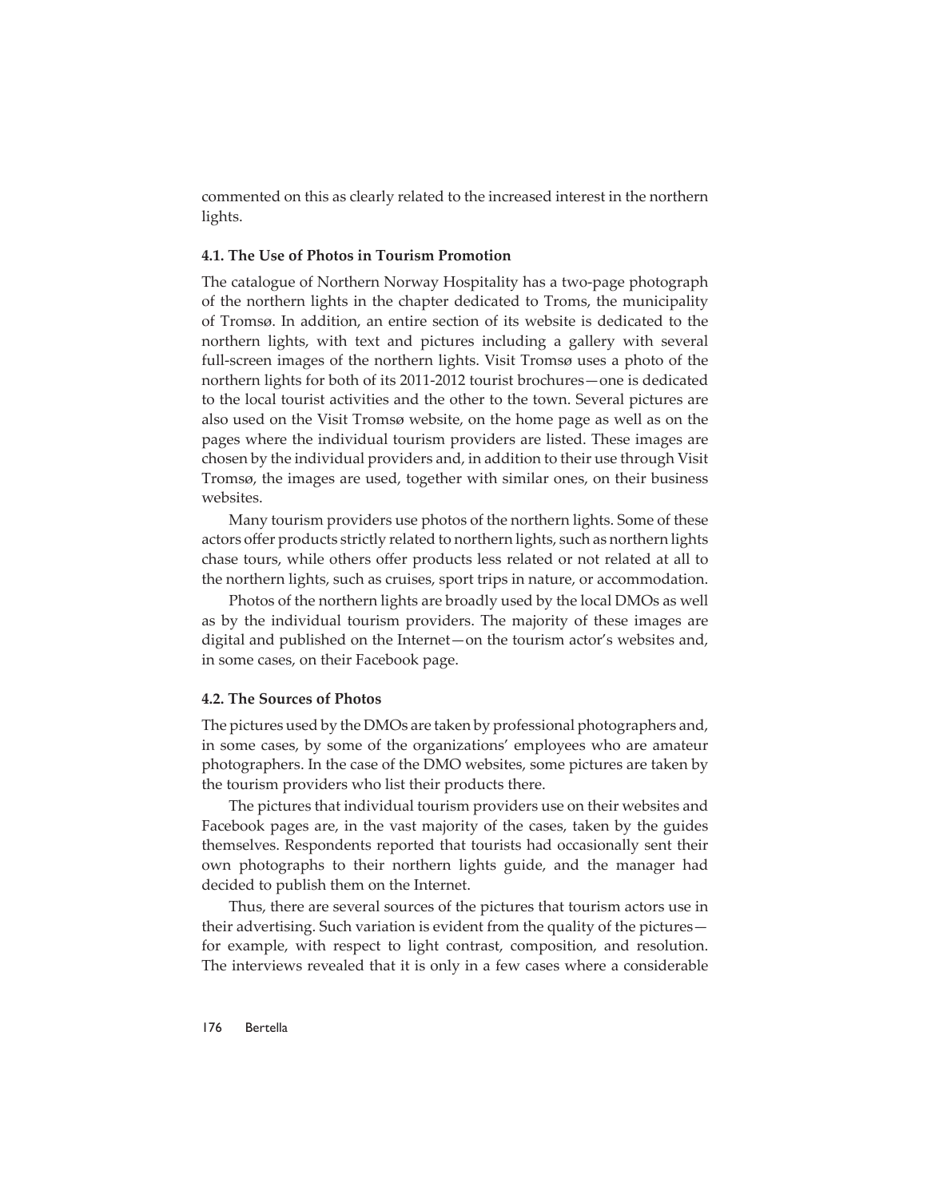commented on this as clearly related to the increased interest in the northern lights.

### 4.1. The Use of Photos in Tourism Promotion

The catalogue of Northern Norway Hospitality has a two-page photograph of the northern lights in the chapter dedicated to Troms, the municipality of Tromsø. In addition, an entire section of its website is dedicated to the northern lights, with text and pictures including a gallery with several full-screen images of the northern lights. Visit Tromsø uses a photo of the northern lights for both of its 2011-2012 tourist brochures—one is dedicated to the local tourist activities and the other to the town. Several pictures are also used on the Visit Tromsø website, on the home page as well as on the pages where the individual tourism providers are listed. These images are chosen by the individual providers and, in addition to their use through Visit Tromsø, the images are used, together with similar ones, on their business websites.

Many tourism providers use photos of the northern lights. Some of these actors offer products strictly related to northern lights, such as northern lights chase tours, while others offer products less related or not related at all to the northern lights, such as cruises, sport trips in nature, or accommodation.

Photos of the northern lights are broadly used by the local DMOs as well as by the individual tourism providers. The majority of these images are digital and published on the Internet—on the tourism actor's websites and, in some cases, on their Facebook page.

### 4.2. The Sources of Photos

The pictures used by the DMOs are taken by professional photographers and, in some cases, by some of the organizations' employees who are amateur photographers. In the case of the DMO websites, some pictures are taken by the tourism providers who list their products there.

The pictures that individual tourism providers use on their websites and Facebook pages are, in the vast majority of the cases, taken by the guides themselves. Respondents reported that tourists had occasionally sent their own photographs to their northern lights guide, and the manager had decided to publish them on the Internet.

Thus, there are several sources of the pictures that tourism actors use in their advertising. Such variation is evident from the quality of the pictures—for example, with respect to light contrast, composition, and resolution. The interviews revealed that it is only in a few cases where a considerable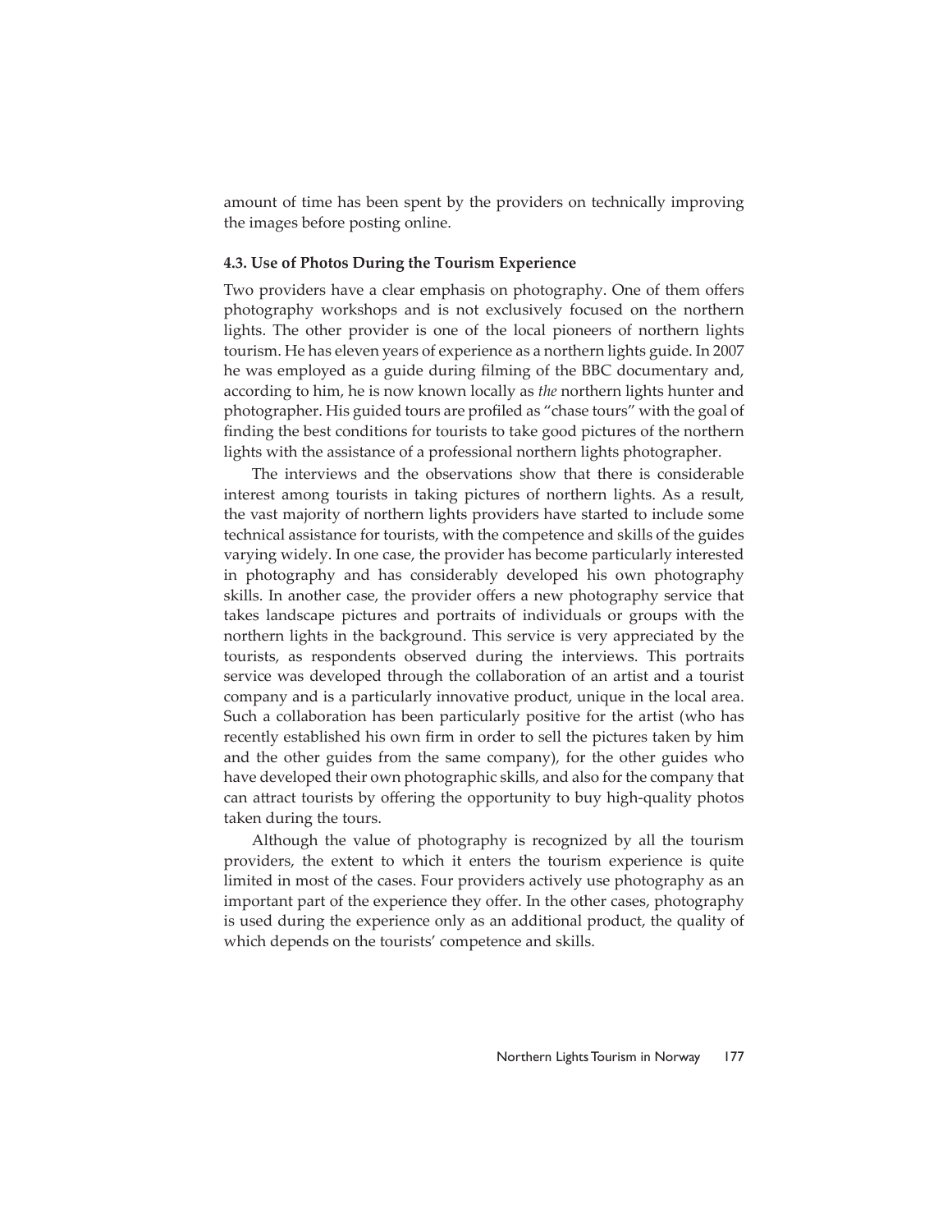amount of time has been spent by the providers on technically improving the images before posting online.

### 4.3. Use of Photos During the Tourism Experience

Two providers have a clear emphasis on photography. One of them offers photography workshops and is not exclusively focused on the northern lights. The other provider is one of the local pioneers of northern lights tourism. He has eleven years of experience as a northern lights guide. In 2007 he was employed as a guide during filming of the BBC documentary and, according to him, he is now known locally as *the* northern lights hunter and photographer. His guided tours are profiled as "chase tours" with the goal of finding the best conditions for tourists to take good pictures of the northern lights with the assistance of a professional northern lights photographer.

The interviews and the observations show that there is considerable interest among tourists in taking pictures of northern lights. As a result, the vast majority of northern lights providers have started to include some technical assistance for tourists, with the competence and skills of the guides varying widely. In one case, the provider has become particularly interested in photography and has considerably developed his own photography skills. In another case, the provider offers a new photography service that takes landscape pictures and portraits of individuals or groups with the northern lights in the background. This service is very appreciated by the tourists, as respondents observed during the interviews. This portraits service was developed through the collaboration of an artist and a tourist company and is a particularly innovative product, unique in the local area. Such a collaboration has been particularly positive for the artist (who has recently established his own firm in order to sell the pictures taken by him and the other guides from the same company), for the other guides who have developed their own photographic skills, and also for the company that can attract tourists by offering the opportunity to buy high-quality photos taken during the tours.

Although the value of photography is recognized by all the tourism providers, the extent to which it enters the tourism experience is quite limited in most of the cases. Four providers actively use photography as an important part of the experience they offer. In the other cases, photography is used during the experience only as an additional product, the quality of which depends on the tourists' competence and skills.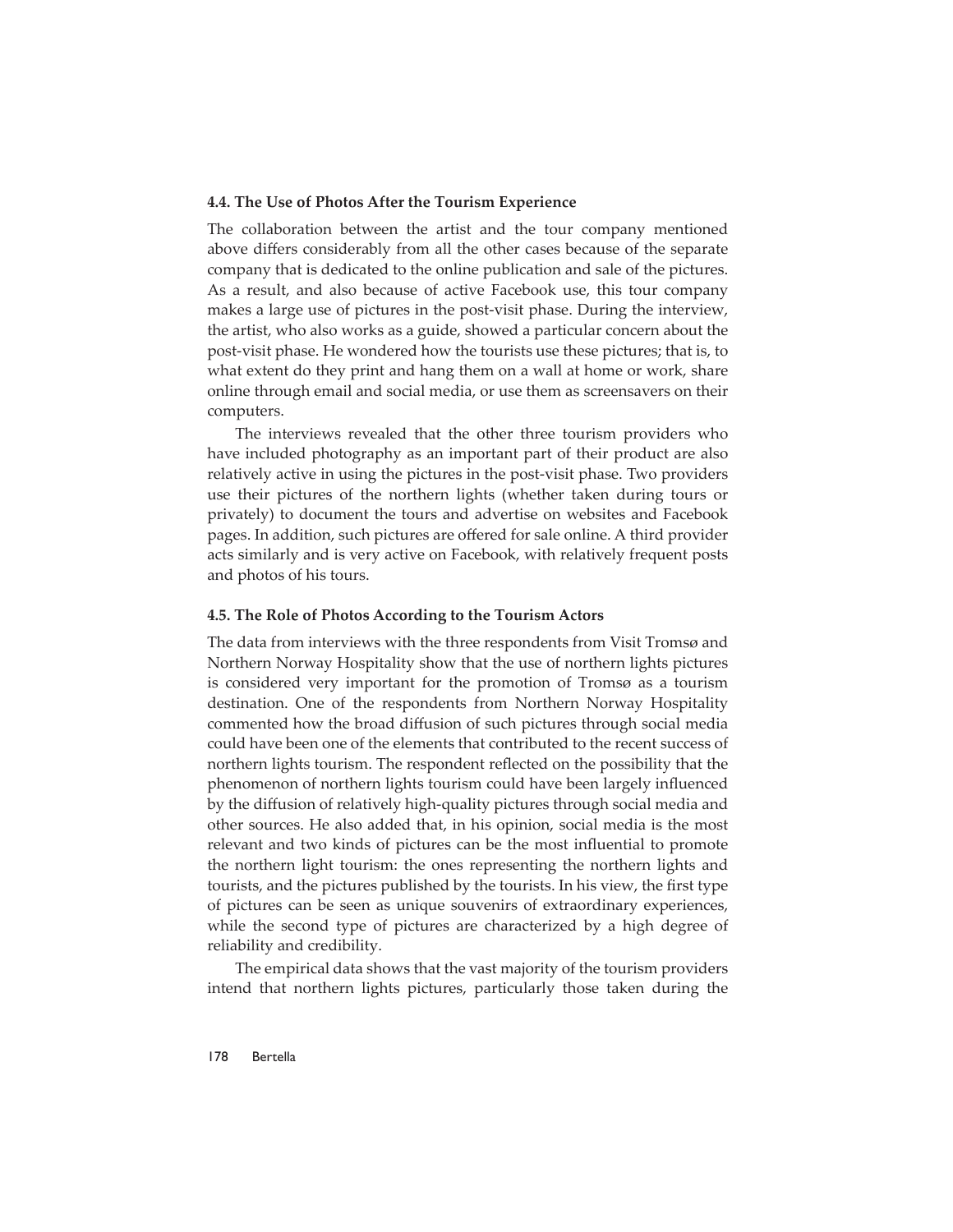#### 4.4. The Use of Photos After the Tourism Experience

The collaboration between the artist and the tour company mentioned above differs considerably from all the other cases because of the separate company that is dedicated to the online publication and sale of the pictures. As a result, and also because of active Facebook use, this tour company makes a large use of pictures in the post-visit phase. During the interview, the artist, who also works as a guide, showed a particular concern about the post-visit phase. He wondered how the tourists use these pictures; that is, to what extent do they print and hang them on a wall at home or work, share online through email and social media, or use them as screensavers on their computers.

The interviews revealed that the other three tourism providers who have included photography as an important part of their product are also relatively active in using the pictures in the post-visit phase. Two providers use their pictures of the northern lights (whether taken during tours or privately) to document the tours and advertise on websites and Facebook pages. In addition, such pictures are offered for sale online. A third provider acts similarly and is very active on Facebook, with relatively frequent posts and photos of his tours.

#### 4.5. The Role of Photos According to the Tourism Actors

The data from interviews with the three respondents from Visit Tromsø and Northern Norway Hospitality show that the use of northern lights pictures is considered very important for the promotion of Tromsø as a tourism destination. One of the respondents from Northern Norway Hospitality commented how the broad diffusion of such pictures through social media could have been one of the elements that contributed to the recent success of northern lights tourism. The respondent reflected on the possibility that the phenomenon of northern lights tourism could have been largely influenced by the diffusion of relatively high-quality pictures through social media and other sources. He also added that, in his opinion, social media is the most relevant and two kinds of pictures can be the most influential to promote the northern light tourism: the ones representing the northern lights and tourists, and the pictures published by the tourists. In his view, the first type of pictures can be seen as unique souvenirs of extraordinary experiences, while the second type of pictures are characterized by a high degree of reliability and credibility.

The empirical data shows that the vast majority of the tourism providers intend that northern lights pictures, particularly those taken during the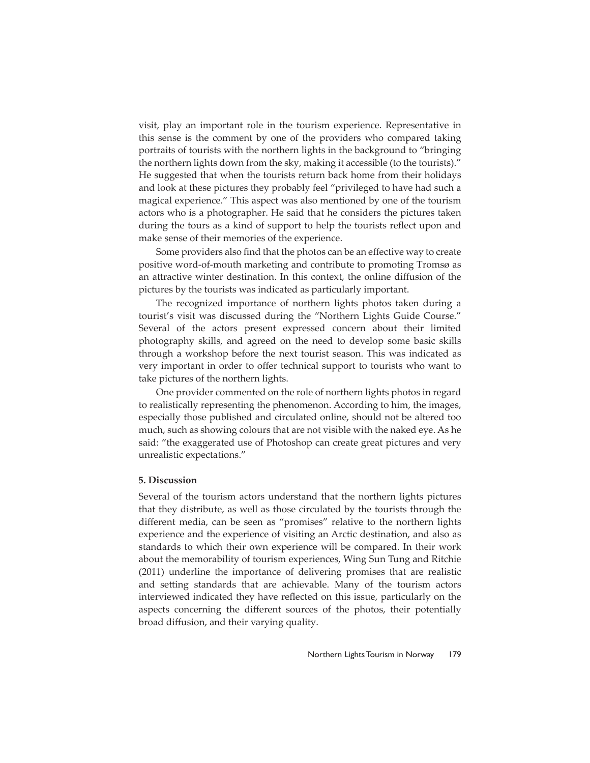visit, play an important role in the tourism experience. Representative in this sense is the comment by one of the providers who compared taking portraits of tourists with the northern lights in the background to "bringing the northern lights down from the sky, making it accessible (to the tourists)." He suggested that when the tourists return back home from their holidays and look at these pictures they probably feel "privileged to have had such a magical experience." This aspect was also mentioned by one of the tourism actors who is a photographer. He said that he considers the pictures taken during the tours as a kind of support to help the tourists reflect upon and make sense of their memories of the experience.

Some providers also find that the photos can be an effective way to create positive word-of-mouth marketing and contribute to promoting Tromsø as an attractive winter destination. In this context, the online diffusion of the pictures by the tourists was indicated as particularly important.

The recognized importance of northern lights photos taken during a tourist's visit was discussed during the "Northern Lights Guide Course." Several of the actors present expressed concern about their limited photography skills, and agreed on the need to develop some basic skills through a workshop before the next tourist season. This was indicated as very important in order to offer technical support to tourists who want to take pictures of the northern lights.

One provider commented on the role of northern lights photos in regard to realistically representing the phenomenon. According to him, the images, especially those published and circulated online, should not be altered too much, such as showing colours that are not visible with the naked eye. As he said: "the exaggerated use of Photoshop can create great pictures and very unrealistic expectations."

## 5. Discussion

Several of the tourism actors understand that the northern lights pictures that they distribute, as well as those circulated by the tourists through the different media, can be seen as "promises" relative to the northern lights experience and the experience of visiting an Arctic destination, and also as standards to which their own experience will be compared. In their work about the memorability of tourism experiences, Wing Sun Tung and Ritchie (2011) underline the importance of delivering promises that are realistic and setting standards that are achievable. Many of the tourism actors interviewed indicated they have reflected on this issue, particularly on the aspects concerning the different sources of the photos, their potentially broad diffusion, and their varying quality.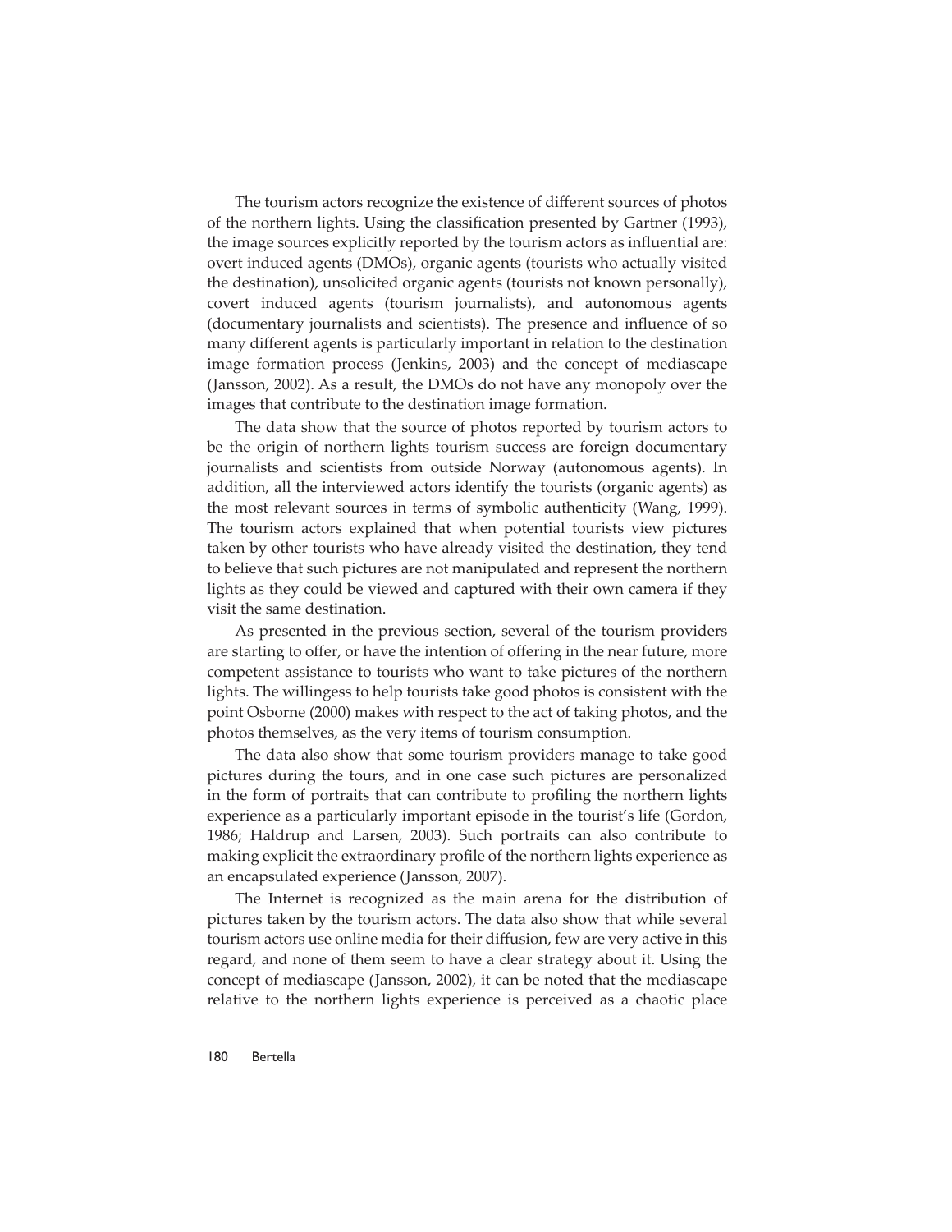The tourism actors recognize the existence of different sources of photos of the northern lights. Using the classification presented by Gartner (1993), the image sources explicitly reported by the tourism actors as influential are: overt induced agents (DMOs), organic agents (tourists who actually visited the destination), unsolicited organic agents (tourists not known personally), covert induced agents (tourism journalists), and autonomous agents (documentary journalists and scientists). The presence and influence of so many different agents is particularly important in relation to the destination image formation process (Jenkins, 2003) and the concept of mediascape (Jansson, 2002). As a result, the DMOs do not have any monopoly over the images that contribute to the destination image formation.

The data show that the source of photos reported by tourism actors to be the origin of northern lights tourism success are foreign documentary journalists and scientists from outside Norway (autonomous agents). In addition, all the interviewed actors identify the tourists (organic agents) as the most relevant sources in terms of symbolic authenticity (Wang, 1999). The tourism actors explained that when potential tourists view pictures taken by other tourists who have already visited the destination, they tend to believe that such pictures are not manipulated and represent the northern lights as they could be viewed and captured with their own camera if they visit the same destination.

As presented in the previous section, several of the tourism providers are starting to offer, or have the intention of offering in the near future, more competent assistance to tourists who want to take pictures of the northern lights. The willingess to help tourists take good photos is consistent with the point Osborne (2000) makes with respect to the act of taking photos, and the photos themselves, as the very items of tourism consumption.

The data also show that some tourism providers manage to take good pictures during the tours, and in one case such pictures are personalized in the form of portraits that can contribute to profiling the northern lights experience as a particularly important episode in the tourist's life (Gordon, 1986; Haldrup and Larsen, 2003). Such portraits can also contribute to making explicit the extraordinary profile of the northern lights experience as an encapsulated experience (Jansson, 2007).

The Internet is recognized as the main arena for the distribution of pictures taken by the tourism actors. The data also show that while several tourism actors use online media for their diffusion, few are very active in this regard, and none of them seem to have a clear strategy about it. Using the concept of mediascape (Jansson, 2002), it can be noted that the mediascape relative to the northern lights experience is perceived as a chaotic place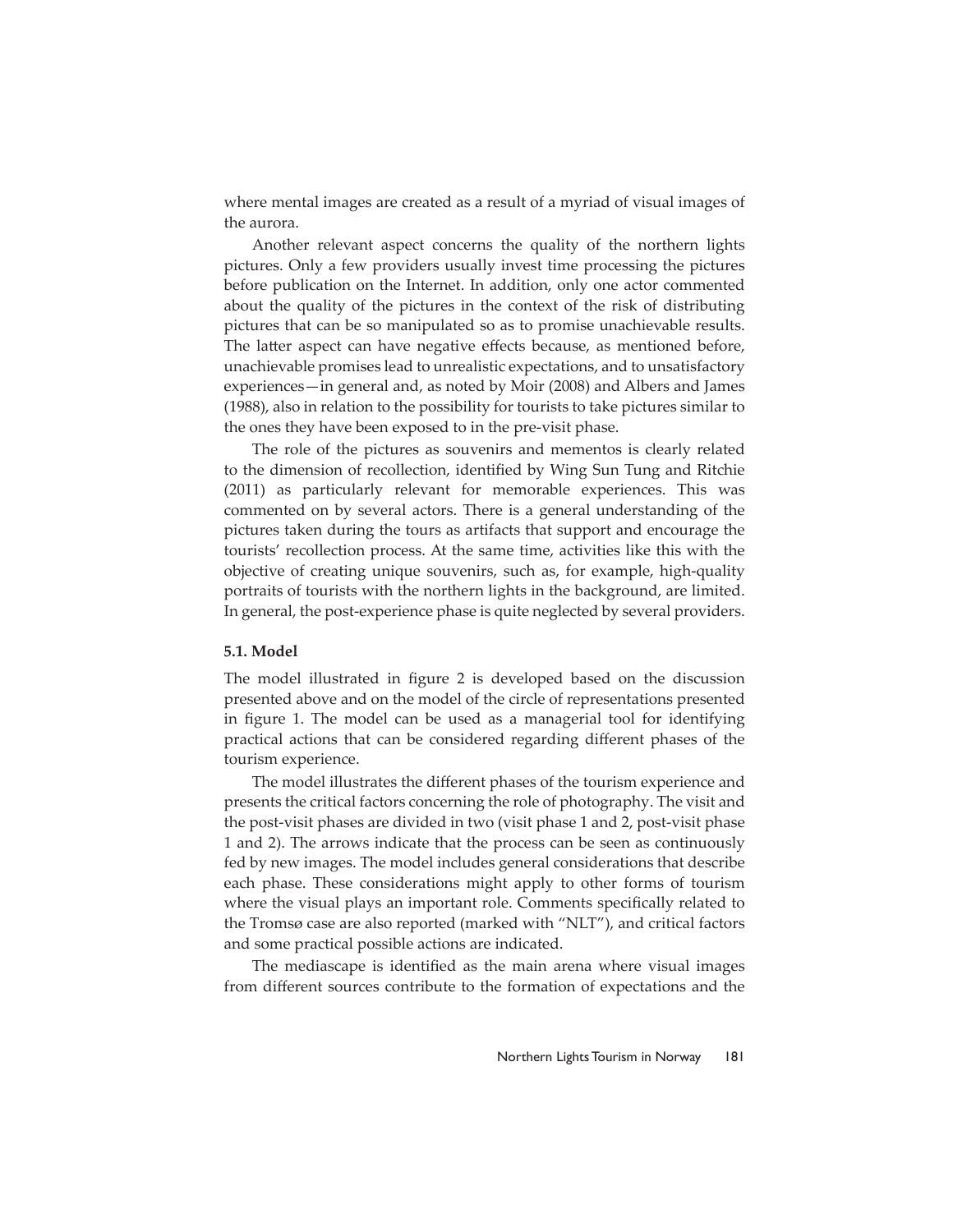where mental images are created as a result of a myriad of visual images of the aurora.

Another relevant aspect concerns the quality of the northern lights pictures. Only a few providers usually invest time processing the pictures before publication on the Internet. In addition, only one actor commented about the quality of the pictures in the context of the risk of distributing pictures that can be so manipulated so as to promise unachievable results. The latter aspect can have negative effects because, as mentioned before, unachievable promises lead to unrealistic expectations, and to unsatisfactory experiences—in general and, as noted by Moir (2008) and Albers and James (1988), also in relation to the possibility for tourists to take pictures similar to the ones they have been exposed to in the pre-visit phase.

The role of the pictures as souvenirs and mementos is clearly related to the dimension of recollection, identified by Wing Sun Tung and Ritchie (2011) as particularly relevant for memorable experiences. This was commented on by several actors. There is a general understanding of the pictures taken during the tours as artifacts that support and encourage the tourists' recollection process. At the same time, activities like this with the objective of creating unique souvenirs, such as, for example, high-quality portraits of tourists with the northern lights in the background, are limited. In general, the post-experience phase is quite neglected by several providers.

### 5.1. Model

The model illustrated in figure 2 is developed based on the discussion presented above and on the model of the circle of representations presented in figure 1. The model can be used as a managerial tool for identifying practical actions that can be considered regarding different phases of the tourism experience.

The model illustrates the different phases of the tourism experience and presents the critical factors concerning the role of photography. The visit and the post-visit phases are divided in two (visit phase 1 and 2, post-visit phase 1 and 2). The arrows indicate that the process can be seen as continuously fed by new images. The model includes general considerations that describe each phase. These considerations might apply to other forms of tourism where the visual plays an important role. Comments specifically related to the Tromsø case are also reported (marked with "NLT"), and critical factors and some practical possible actions are indicated.

The mediascape is identified as the main arena where visual images from different sources contribute to the formation of expectations and the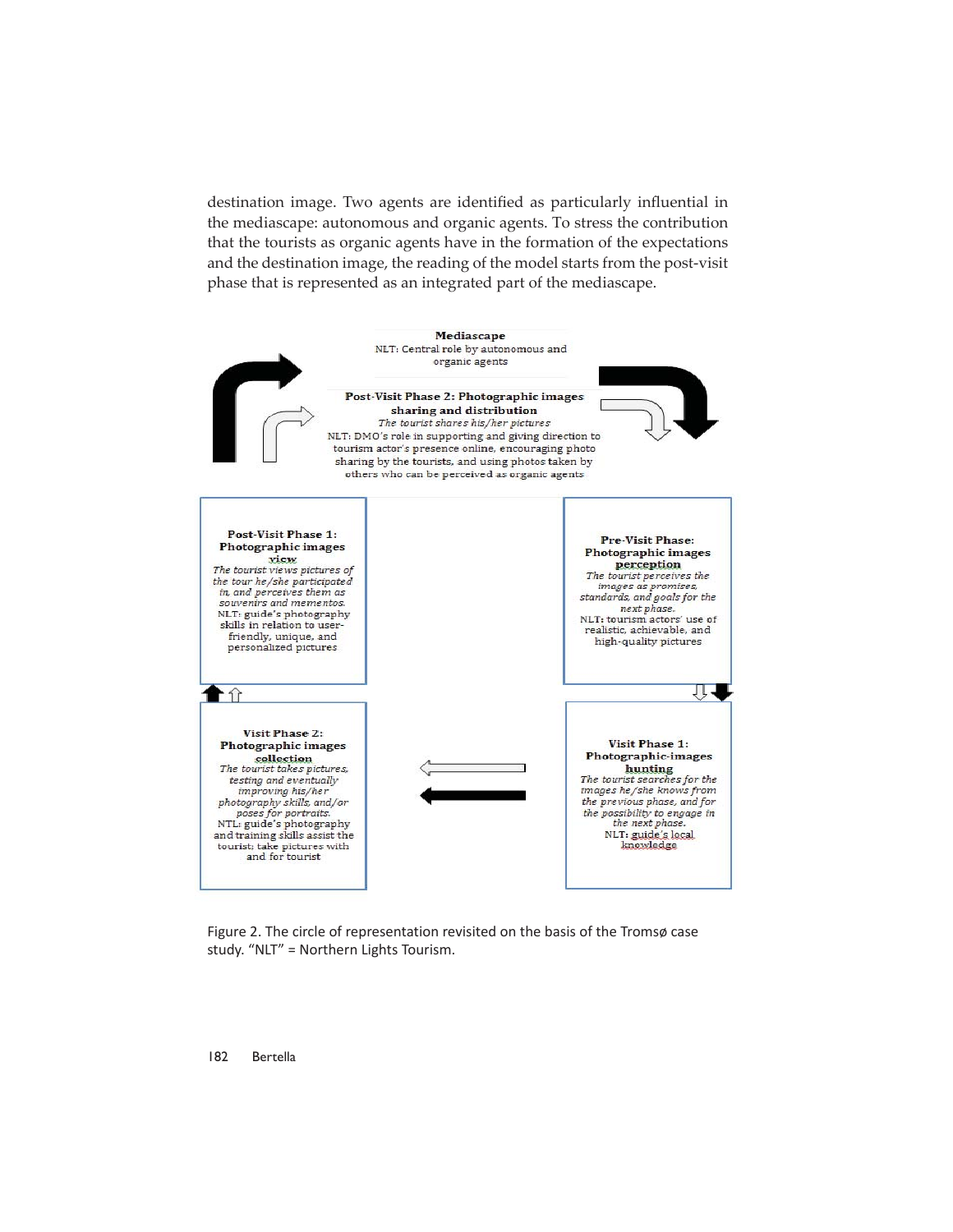destination image. Two agents are identified as particularly influential in the mediascape: autonomous and organic agents. To stress the contribution that the tourists as organic agents have in the formation of the expectations and the destination image, the reading of the model starts from the post-visit phase that is represented as an integrated part of the mediascape.

**Mediascape**
NLT: Central role by autonomous and organic agents

**Post-Visit Phase 2: Photographic images sharing and distribution**
*The tourist shares his/her pictures*
NLT: DMO's role in supporting and giving direction to tourism actor's presence online, encouraging photo sharing by the tourists, and using photos taken by others who can be perceived as organic agents

**Pre-Visit Phase: Photographic images perception**
*The tourist perceives the images as promises, standards, and goals for the next phase.*
NLT: tourism actors' use of realistic, achievable, and high-quality pictures

**Visit Phase 1: Photographic-images hunting**
*The tourist searches for the images he/she knows from the previous phase, and for the possibility to engage in the next phase.*
NLT: guide's local knowledge

**Visit Phase 2: Photographic images collection**
*The tourist takes pictures, testing and eventually improving his/her photography skills, and/or poses for portraits.*
NTL: guide's photography and training skills assist the tourist; take pictures with and for tourist

**Post-Visit Phase 1: Photographic images view**
*The tourist views pictures of the tour he/she participated in, and perceives them as souvenirs and mementos.*
NLT: guide's photography skills in relation to user-friendly, unique, and personalized pictures

Figure 2. The circle of representation revisited on the basis of the Tromsø case study. "NLT" = Northern Lights Tourism.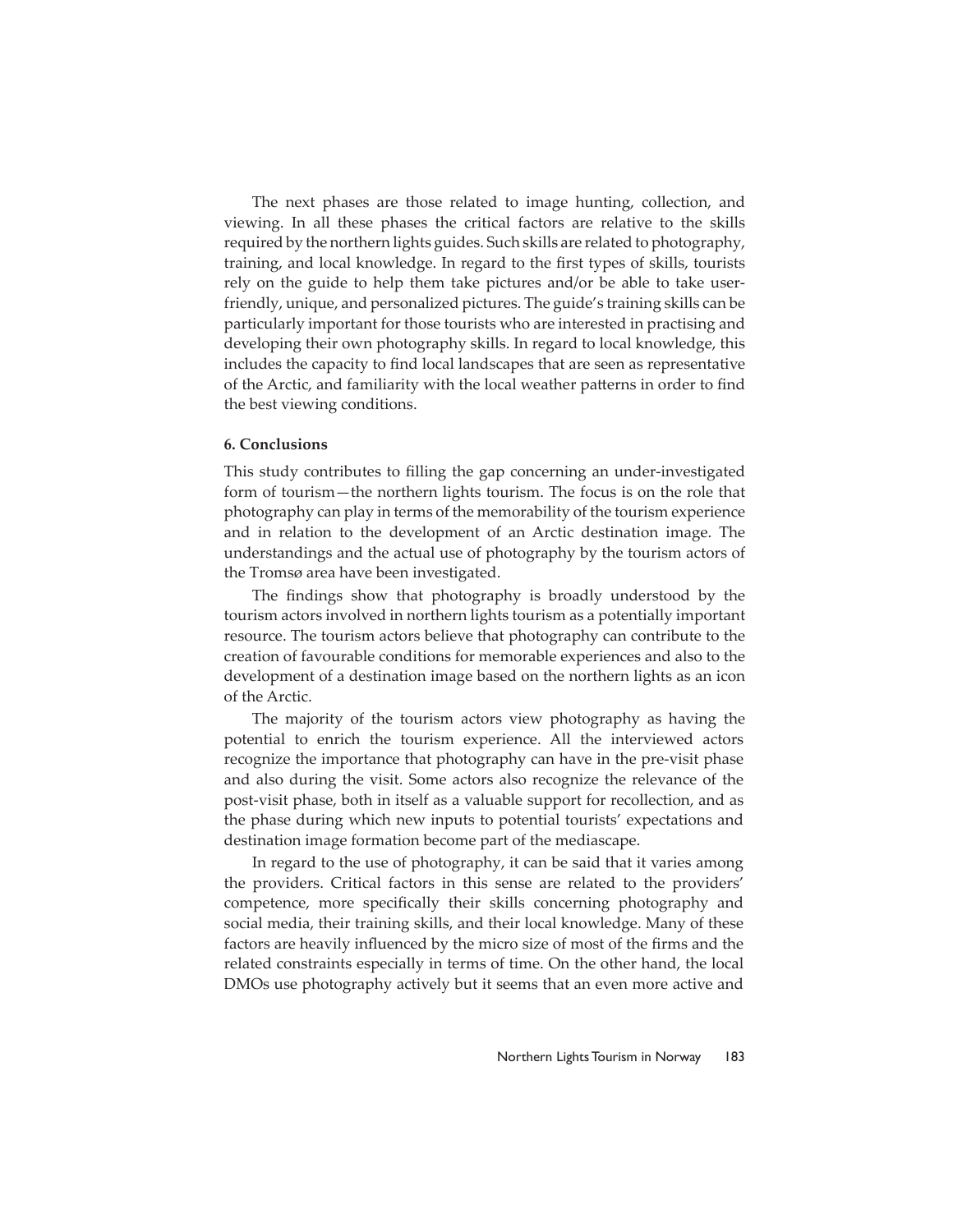The next phases are those related to image hunting, collection, and viewing. In all these phases the critical factors are relative to the skills required by the northern lights guides. Such skills are related to photography, training, and local knowledge. In regard to the first types of skills, tourists rely on the guide to help them take pictures and/or be able to take user-friendly, unique, and personalized pictures. The guide's training skills can be particularly important for those tourists who are interested in practising and developing their own photography skills. In regard to local knowledge, this includes the capacity to find local landscapes that are seen as representative of the Arctic, and familiarity with the local weather patterns in order to find the best viewing conditions.

### 6. Conclusions

This study contributes to filling the gap concerning an under-investigated form of tourism—the northern lights tourism. The focus is on the role that photography can play in terms of the memorability of the tourism experience and in relation to the development of an Arctic destination image. The understandings and the actual use of photography by the tourism actors of the Tromsø area have been investigated.

The findings show that photography is broadly understood by the tourism actors involved in northern lights tourism as a potentially important resource. The tourism actors believe that photography can contribute to the creation of favourable conditions for memorable experiences and also to the development of a destination image based on the northern lights as an icon of the Arctic.

The majority of the tourism actors view photography as having the potential to enrich the tourism experience. All the interviewed actors recognize the importance that photography can have in the pre-visit phase and also during the visit. Some actors also recognize the relevance of the post-visit phase, both in itself as a valuable support for recollection, and as the phase during which new inputs to potential tourists' expectations and destination image formation become part of the mediascape.

In regard to the use of photography, it can be said that it varies among the providers. Critical factors in this sense are related to the providers' competence, more specifically their skills concerning photography and social media, their training skills, and their local knowledge. Many of these factors are heavily influenced by the micro size of most of the firms and the related constraints especially in terms of time. On the other hand, the local DMOs use photography actively but it seems that an even more active and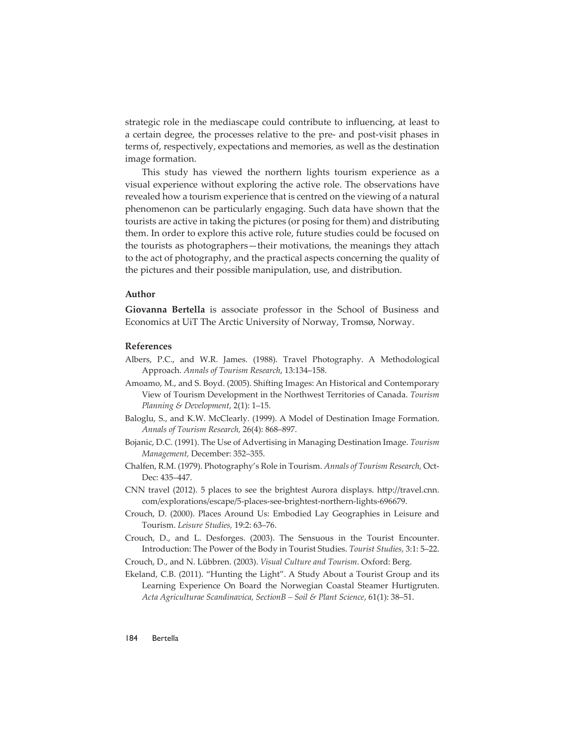strategic role in the mediascape could contribute to influencing, at least to a certain degree, the processes relative to the pre- and post-visit phases in terms of, respectively, expectations and memories, as well as the destination image formation.

This study has viewed the northern lights tourism experience as a visual experience without exploring the active role. The observations have revealed how a tourism experience that is centred on the viewing of a natural phenomenon can be particularly engaging. Such data have shown that the tourists are active in taking the pictures (or posing for them) and distributing them. In order to explore this active role, future studies could be focused on the tourists as photographers—their motivations, the meanings they attach to the act of photography, and the practical aspects concerning the quality of the pictures and their possible manipulation, use, and distribution.

### Author

**Giovanna Bertella** is associate professor in the School of Business and Economics at UiT The Arctic University of Norway, Tromsø, Norway.

### References

Albers, P.C., and W.R. James. (1988). Travel Photography. A Methodological Approach. *Annals of Tourism Research*, 13:134–158.

Amoamo, M., and S. Boyd. (2005). Shifting Images: An Historical and Contemporary View of Tourism Development in the Northwest Territories of Canada. *Tourism Planning & Development*, 2(1): 1–15.

Baloglu, S., and K.W. McClearly. (1999). A Model of Destination Image Formation. *Annals of Tourism Research,* 26(4): 868–897.

Bojanic, D.C. (1991). The Use of Advertising in Managing Destination Image. *Tourism Management,* December: 352–355.

Chalfen, R.M. (1979). Photography's Role in Tourism. *Annals of Tourism Research,* Oct-Dec: 435–447.

CNN travel (2012). 5 places to see the brightest Aurora displays. http://travel.cnn.com/explorations/escape/5-places-see-brightest-northern-lights-696679.

Crouch, D. (2000). Places Around Us: Embodied Lay Geographies in Leisure and Tourism. *Leisure Studies,* 19:2: 63–76.

Crouch, D., and L. Desforges. (2003). The Sensuous in the Tourist Encounter. Introduction: The Power of the Body in Tourist Studies. *Tourist Studies,* 3:1: 5–22.

Crouch, D., and N. Lübbren. (2003). *Visual Culture and Tourism*. Oxford: Berg.

Ekeland, C.B. (2011). "Hunting the Light". A Study About a Tourist Group and its Learning Experience On Board the Norwegian Coastal Steamer Hurtigruten. *Acta Agriculturae Scandinavica, SectionB – Soil & Plant Science*, 61(1): 38–51.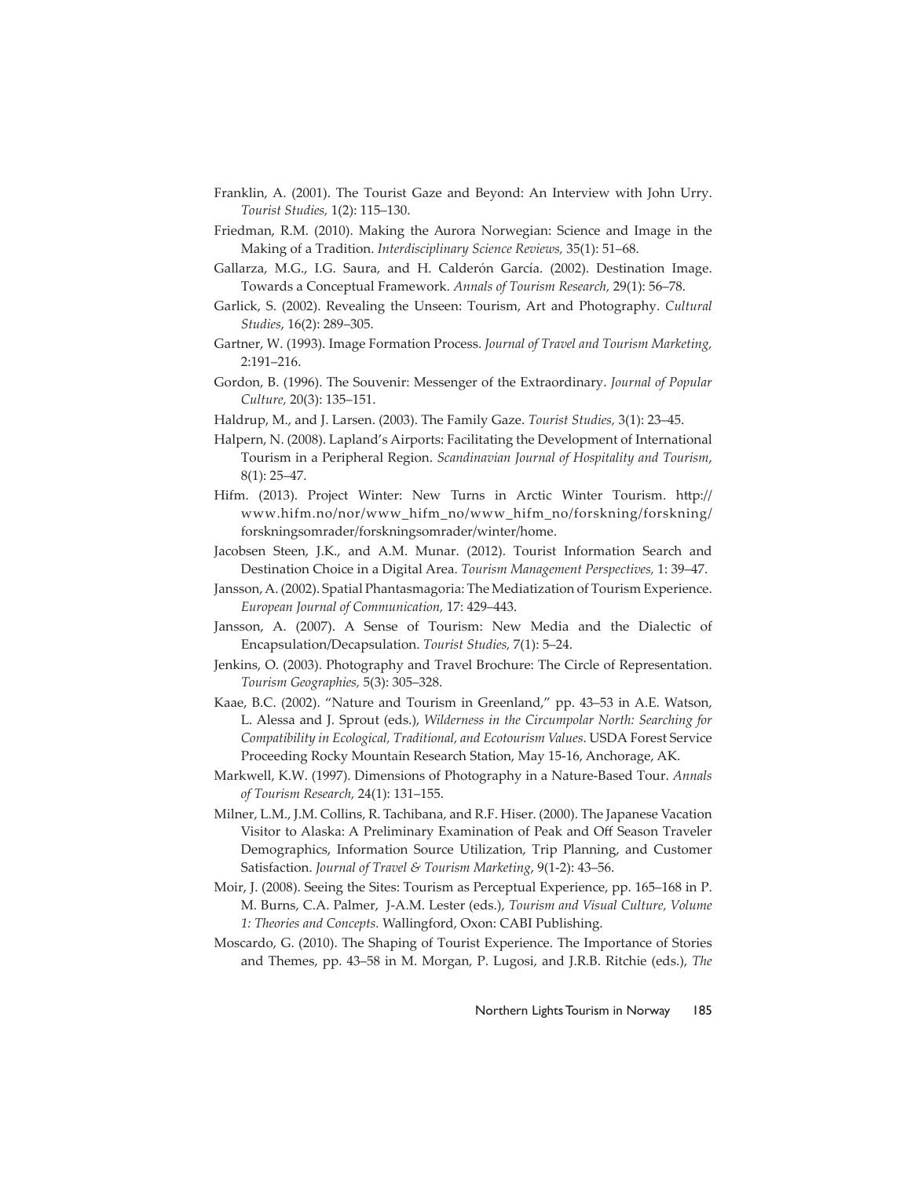Franklin, A. (2001). The Tourist Gaze and Beyond: An Interview with John Urry. *Tourist Studies,* 1(2): 115–130.

Friedman, R.M. (2010). Making the Aurora Norwegian: Science and Image in the Making of a Tradition. *Interdisciplinary Science Reviews,* 35(1): 51–68.

Gallarza, M.G., I.G. Saura, and H. Calderón García. (2002). Destination Image. Towards a Conceptual Framework. *Annals of Tourism Research,* 29(1): 56–78.

Garlick, S. (2002). Revealing the Unseen: Tourism, Art and Photography. *Cultural Studies*, 16(2): 289–305.

Gartner, W. (1993). Image Formation Process. *Journal of Travel and Tourism Marketing,* 2:191–216.

Gordon, B. (1996). The Souvenir: Messenger of the Extraordinary. *Journal of Popular Culture,* 20(3): 135–151.

Haldrup, M., and J. Larsen. (2003). The Family Gaze. *Tourist Studies,* 3(1): 23–45.

Halpern, N. (2008). Lapland's Airports: Facilitating the Development of International Tourism in a Peripheral Region. *Scandinavian Journal of Hospitality and Tourism*, 8(1): 25–47.

Hifm. (2013). Project Winter: New Turns in Arctic Winter Tourism. http://www.hifm.no/nor/www_hifm_no/www_hifm_no/forskning/forskning/forskningsomrader/forskningsomrader/winter/home.

Jacobsen Steen, J.K., and A.M. Munar. (2012). Tourist Information Search and Destination Choice in a Digital Area. *Tourism Management Perspectives,* 1: 39–47.

Jansson, A. (2002). Spatial Phantasmagoria: The Mediatization of Tourism Experience. *European Journal of Communication,* 17: 429–443.

Jansson, A. (2007). A Sense of Tourism: New Media and the Dialectic of Encapsulation/Decapsulation. *Tourist Studies*, 7(1): 5–24.

Jenkins, O. (2003). Photography and Travel Brochure: The Circle of Representation. *Tourism Geographies,* 5(3): 305–328.

Kaae, B.C. (2002). "Nature and Tourism in Greenland," pp. 43–53 in A.E. Watson, L. Alessa and J. Sprout (eds.), *Wilderness in the Circumpolar North: Searching for Compatibility in Ecological, Traditional, and Ecotourism Values*. USDA Forest Service Proceeding Rocky Mountain Research Station, May 15-16, Anchorage, AK.

Markwell, K.W. (1997). Dimensions of Photography in a Nature-Based Tour. *Annals of Tourism Research,* 24(1): 131–155.

Milner, L.M., J.M. Collins, R. Tachibana, and R.F. Hiser. (2000). The Japanese Vacation Visitor to Alaska: A Preliminary Examination of Peak and Off Season Traveler Demographics, Information Source Utilization, Trip Planning, and Customer Satisfaction. *Journal of Travel & Tourism Marketing*, 9(1-2): 43–56.

Moir, J. (2008). Seeing the Sites: Tourism as Perceptual Experience, pp. 165–168 in P. M. Burns, C.A. Palmer, J-A.M. Lester (eds.), *Tourism and Visual Culture, Volume 1: Theories and Concepts.* Wallingford, Oxon: CABI Publishing.

Moscardo, G. (2010). The Shaping of Tourist Experience. The Importance of Stories and Themes, pp. 43–58 in M. Morgan, P. Lugosi, and J.R.B. Ritchie (eds.), *The*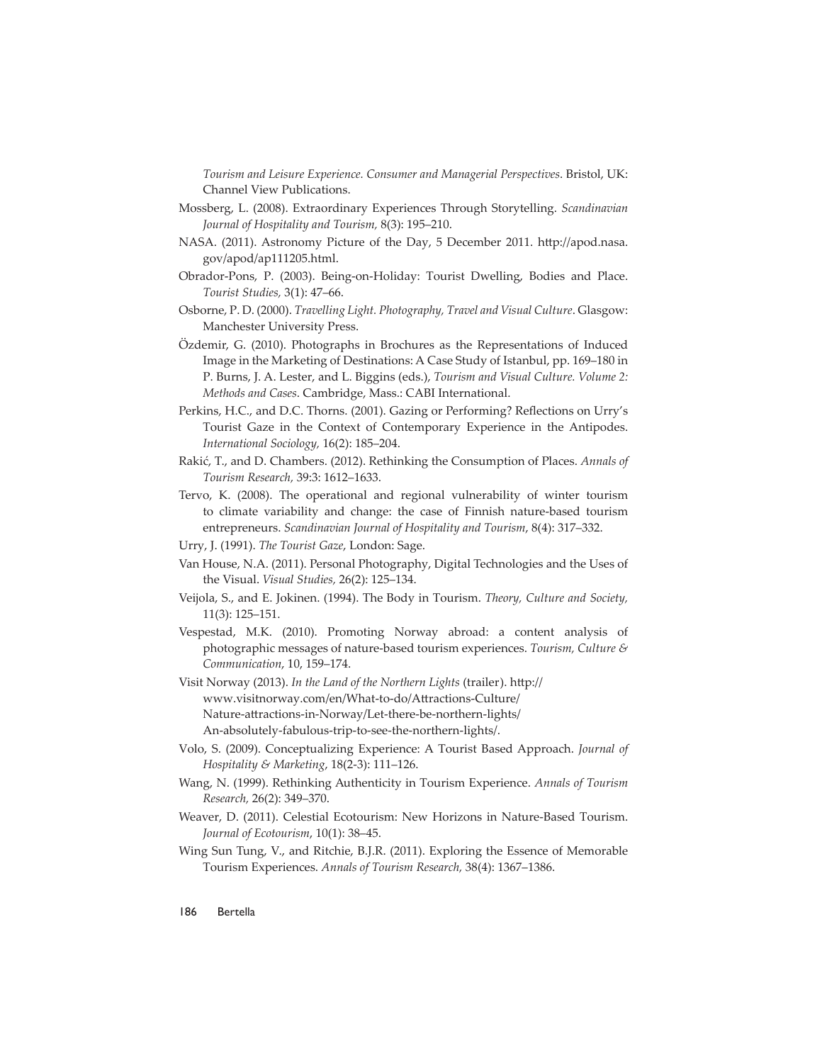*Tourism and Leisure Experience. Consumer and Managerial Perspectives*. Bristol, UK: Channel View Publications.

Mossberg, L. (2008). Extraordinary Experiences Through Storytelling. *Scandinavian Journal of Hospitality and Tourism,* 8(3): 195–210.

NASA. (2011). Astronomy Picture of the Day, 5 December 2011. http://apod.nasa.gov/apod/ap111205.html.

Obrador-Pons, P. (2003). Being-on-Holiday: Tourist Dwelling, Bodies and Place. *Tourist Studies,* 3(1): 47–66.

Osborne, P. D. (2000). *Travelling Light. Photography, Travel and Visual Culture*. Glasgow: Manchester University Press.

Özdemir, G. (2010). Photographs in Brochures as the Representations of Induced Image in the Marketing of Destinations: A Case Study of Istanbul, pp. 169–180 in P. Burns, J. A. Lester, and L. Biggins (eds.), *Tourism and Visual Culture. Volume 2: Methods and Cases.* Cambridge, Mass.: CABI International.

Perkins, H.C., and D.C. Thorns. (2001). Gazing or Performing? Reflections on Urry's Tourist Gaze in the Context of Contemporary Experience in the Antipodes. *International Sociology,* 16(2): 185–204.

Rakić, T., and D. Chambers. (2012). Rethinking the Consumption of Places. *Annals of Tourism Research,* 39:3: 1612–1633.

Tervo, K. (2008). The operational and regional vulnerability of winter tourism to climate variability and change: the case of Finnish nature-based tourism entrepreneurs. *Scandinavian Journal of Hospitality and Tourism*, 8(4): 317–332.

Urry, J. (1991). *The Tourist Gaze*, London: Sage.

Van House, N.A. (2011). Personal Photography, Digital Technologies and the Uses of the Visual. *Visual Studies,* 26(2): 125–134.

Veijola, S., and E. Jokinen. (1994). The Body in Tourism. *Theory, Culture and Society,* 11(3): 125–151.

Vespestad, M.K. (2010). Promoting Norway abroad: a content analysis of photographic messages of nature-based tourism experiences. *Tourism, Culture & Communication*, 10, 159–174.

Visit Norway (2013). *In the Land of the Northern Lights* (trailer). http://www.visitnorway.com/en/What-to-do/Attractions-Culture/Nature-attractions-in-Norway/Let-there-be-northern-lights/An-absolutely-fabulous-trip-to-see-the-northern-lights/.

Volo, S. (2009). Conceptualizing Experience: A Tourist Based Approach. *Journal of Hospitality & Marketing*, 18(2-3): 111–126.

Wang, N. (1999). Rethinking Authenticity in Tourism Experience. *Annals of Tourism Research,* 26(2): 349–370.

Weaver, D. (2011). Celestial Ecotourism: New Horizons in Nature-Based Tourism. *Journal of Ecotourism*, 10(1): 38–45.

Wing Sun Tung, V., and Ritchie, B.J.R. (2011). Exploring the Essence of Memorable Tourism Experiences. *Annals of Tourism Research,* 38(4): 1367–1386.